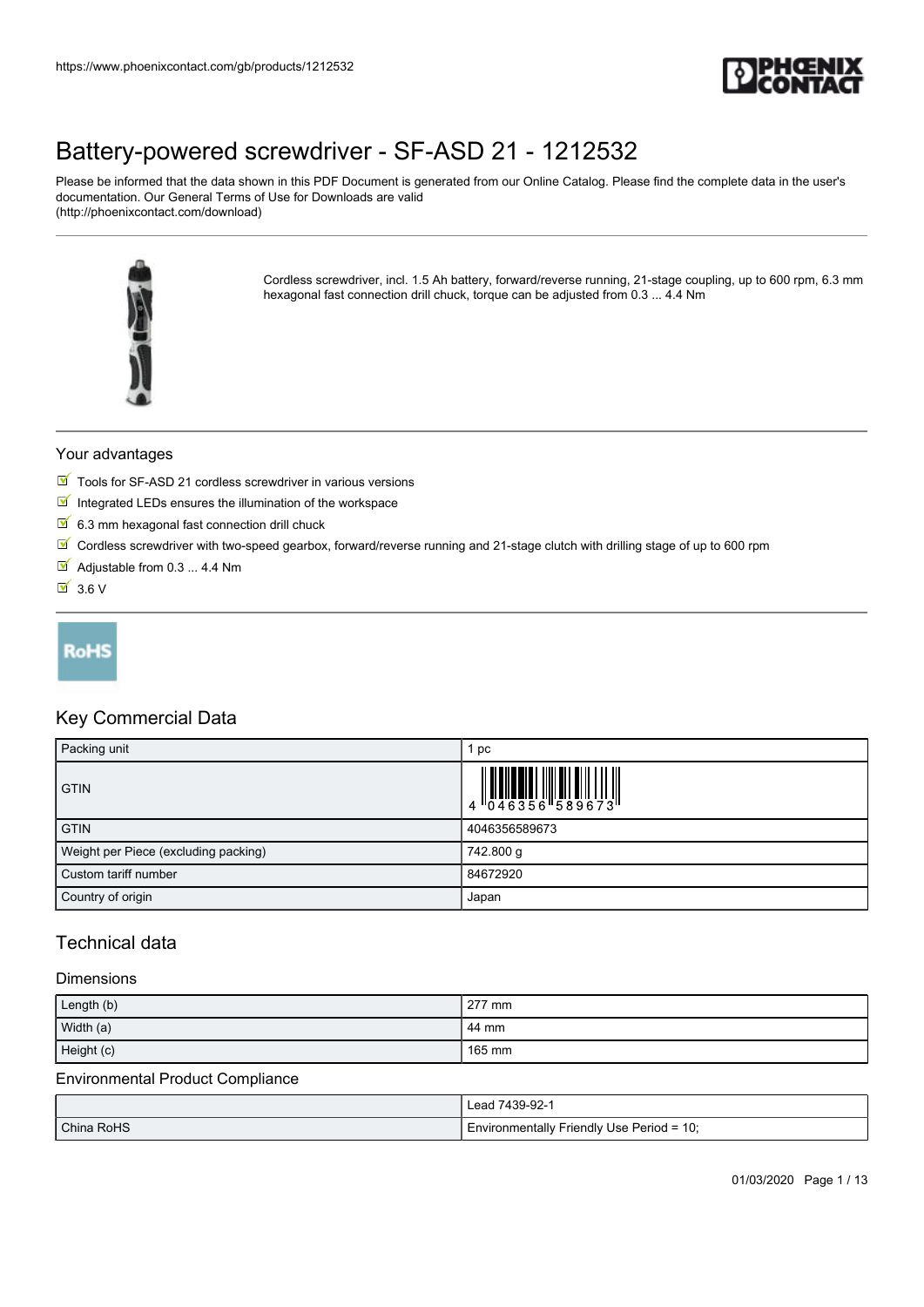# Battery-powered screwdriver - SF-ASD 21 - 1212532

Please be informed that the data shown in this PDF Document is generated from our Online Catalog. Please find the complete data in the user's documentation. Our General Terms of Use for Downloads are valid (http://phoenixcontact.com/download)

Cordless screwdriver, incl. 1.5 Ah battery, forward/reverse running, 21-stage coupling, up to 600 rpm, 6.3 mm hexagonal fast connection drill chuck, torque can be adjusted from 0.3 ... 4.4 Nm

## Your advantages

- Tools for SF-ASD 21 cordless screwdriver in various versions
- Integrated LEDs ensures the illumination of the workspace
- 6.3 mm hexagonal fast connection drill chuck
- Cordless screwdriver with two-speed gearbox, forward/reverse running and 21-stage clutch with drilling stage of up to 600 rpm
- Adjustable from 0.3 ... 4.4 Nm
- 3.6 V

RoHS

## Key Commercial Data

| | |
|---|---|
| Packing unit | 1 pc |
| GTIN | 4 046356 589673 |
| GTIN | 4046356589673 |
| Weight per Piece (excluding packing) | 742.800 g |
| Custom tariff number | 84672920 |
| Country of origin | Japan |

## Technical data

### Dimensions

| | |
|---|---|
| Length (b) | 277 mm |
| Width (a) | 44 mm |
| Height (c) | 165 mm |

### Environmental Product Compliance

| | |
|---|---|
| | Lead 7439-92-1 |
| China RoHS | Environmentally Friendly Use Period = 10; |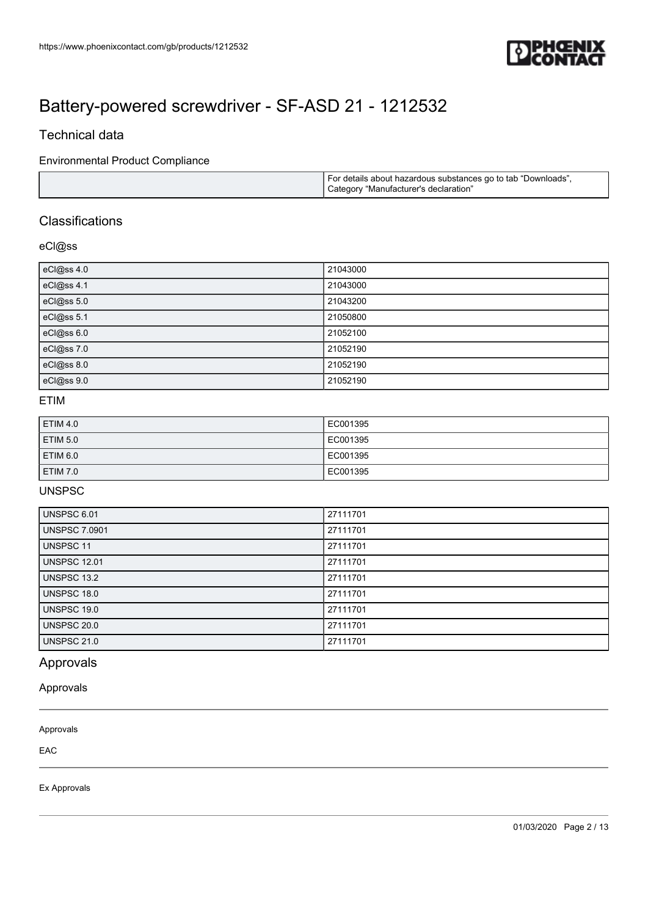# Battery-powered screwdriver - SF-ASD 21 - 1212532

## Technical data

### Environmental Product Compliance

| | |
|---|---|
| | For details about hazardous substances go to tab "Downloads", Category "Manufacturer's declaration" |

## Classifications

### eCl@ss

| | |
|---|---|
| eCl@ss 4.0 | 21043000 |
| eCl@ss 4.1 | 21043000 |
| eCl@ss 5.0 | 21043200 |
| eCl@ss 5.1 | 21050800 |
| eCl@ss 6.0 | 21052100 |
| eCl@ss 7.0 | 21052190 |
| eCl@ss 8.0 | 21052190 |
| eCl@ss 9.0 | 21052190 |

### ETIM

| | |
|---|---|
| ETIM 4.0 | EC001395 |
| ETIM 5.0 | EC001395 |
| ETIM 6.0 | EC001395 |
| ETIM 7.0 | EC001395 |

### UNSPSC

| | |
|---|---|
| UNSPSC 6.01 | 27111701 |
| UNSPSC 7.0901 | 27111701 |
| UNSPSC 11 | 27111701 |
| UNSPSC 12.01 | 27111701 |
| UNSPSC 13.2 | 27111701 |
| UNSPSC 18.0 | 27111701 |
| UNSPSC 19.0 | 27111701 |
| UNSPSC 20.0 | 27111701 |
| UNSPSC 21.0 | 27111701 |

## Approvals

### Approvals

Approvals

EAC

Ex Approvals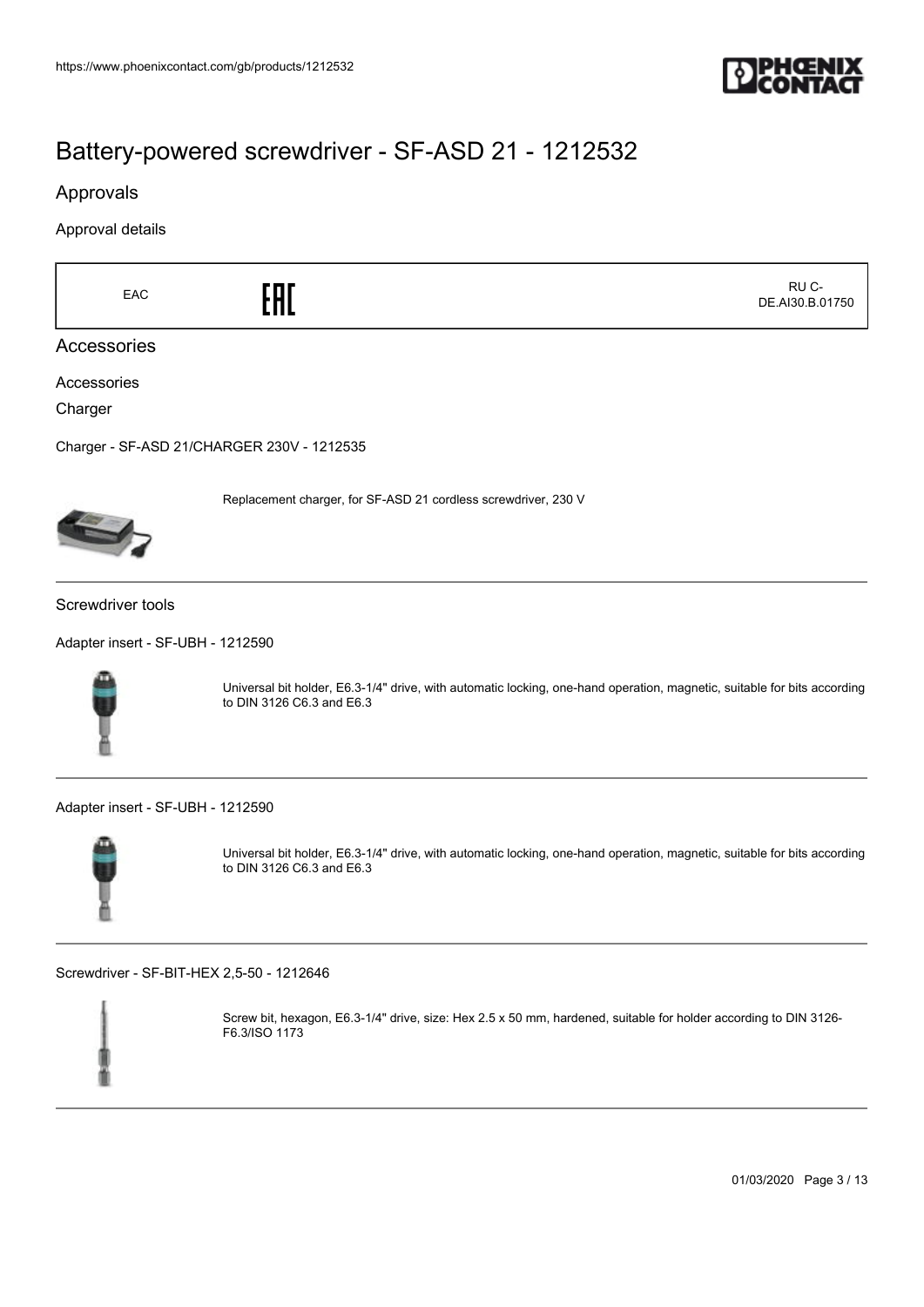# Battery-powered screwdriver - SF-ASD 21 - 1212532

## Approvals

Approval details

| EAC | EAC | RU C-DE.AI30.B.01750 |
|---|---|---|

## Accessories

Accessories

Charger

Charger - SF-ASD 21/CHARGER 230V - 1212535

Replacement charger, for SF-ASD 21 cordless screwdriver, 230 V

Screwdriver tools

Adapter insert - SF-UBH - 1212590

Universal bit holder, E6.3-1/4" drive, with automatic locking, one-hand operation, magnetic, suitable for bits according to DIN 3126 C6.3 and E6.3

Adapter insert - SF-UBH - 1212590

Universal bit holder, E6.3-1/4" drive, with automatic locking, one-hand operation, magnetic, suitable for bits according to DIN 3126 C6.3 and E6.3

Screwdriver - SF-BIT-HEX 2,5-50 - 1212646

Screw bit, hexagon, E6.3-1/4" drive, size: Hex 2.5 x 50 mm, hardened, suitable for holder according to DIN 3126-F6.3/ISO 1173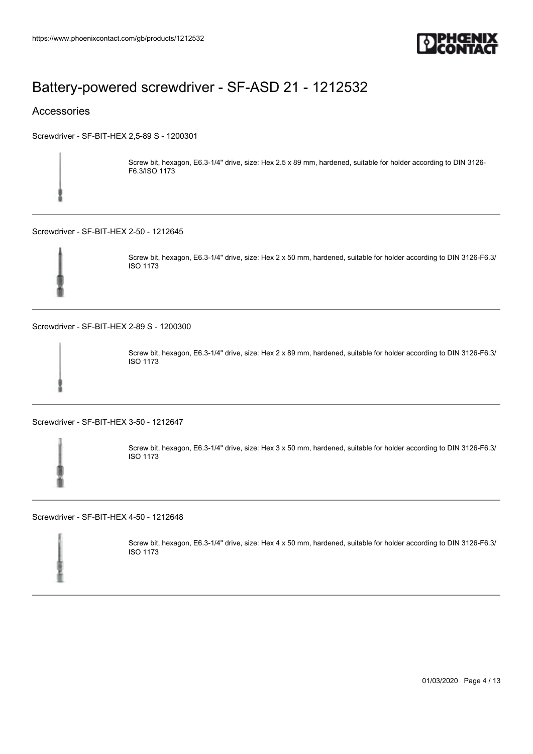# Battery-powered screwdriver - SF-ASD 21 - 1212532

## Accessories

Screwdriver - SF-BIT-HEX 2,5-89 S - 1200301

Screw bit, hexagon, E6.3-1/4" drive, size: Hex 2.5 x 89 mm, hardened, suitable for holder according to DIN 3126-F6.3/ISO 1173

---

Screwdriver - SF-BIT-HEX 2-50 - 1212645

Screw bit, hexagon, E6.3-1/4" drive, size: Hex 2 x 50 mm, hardened, suitable for holder according to DIN 3126-F6.3/ ISO 1173

---

Screwdriver - SF-BIT-HEX 2-89 S - 1200300

Screw bit, hexagon, E6.3-1/4" drive, size: Hex 2 x 89 mm, hardened, suitable for holder according to DIN 3126-F6.3/ ISO 1173

---

Screwdriver - SF-BIT-HEX 3-50 - 1212647

Screw bit, hexagon, E6.3-1/4" drive, size: Hex 3 x 50 mm, hardened, suitable for holder according to DIN 3126-F6.3/ ISO 1173

---

Screwdriver - SF-BIT-HEX 4-50 - 1212648

Screw bit, hexagon, E6.3-1/4" drive, size: Hex 4 x 50 mm, hardened, suitable for holder according to DIN 3126-F6.3/ ISO 1173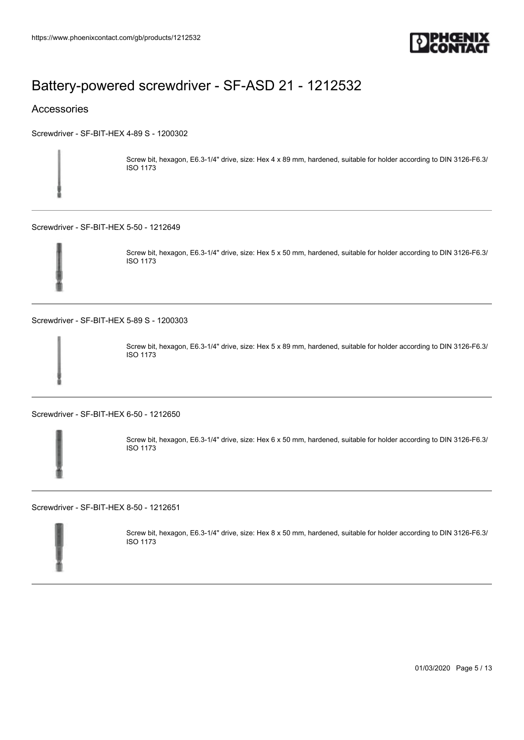# Battery-powered screwdriver - SF-ASD 21 - 1212532

## Accessories

Screwdriver - SF-BIT-HEX 4-89 S - 1200302

Screw bit, hexagon, E6.3-1/4" drive, size: Hex 4 x 89 mm, hardened, suitable for holder according to DIN 3126-F6.3/ ISO 1173

---

Screwdriver - SF-BIT-HEX 5-50 - 1212649

Screw bit, hexagon, E6.3-1/4" drive, size: Hex 5 x 50 mm, hardened, suitable for holder according to DIN 3126-F6.3/ ISO 1173

---

Screwdriver - SF-BIT-HEX 5-89 S - 1200303

Screw bit, hexagon, E6.3-1/4" drive, size: Hex 5 x 89 mm, hardened, suitable for holder according to DIN 3126-F6.3/ ISO 1173

---

Screwdriver - SF-BIT-HEX 6-50 - 1212650

Screw bit, hexagon, E6.3-1/4" drive, size: Hex 6 x 50 mm, hardened, suitable for holder according to DIN 3126-F6.3/ ISO 1173

---

Screwdriver - SF-BIT-HEX 8-50 - 1212651

Screw bit, hexagon, E6.3-1/4" drive, size: Hex 8 x 50 mm, hardened, suitable for holder according to DIN 3126-F6.3/ ISO 1173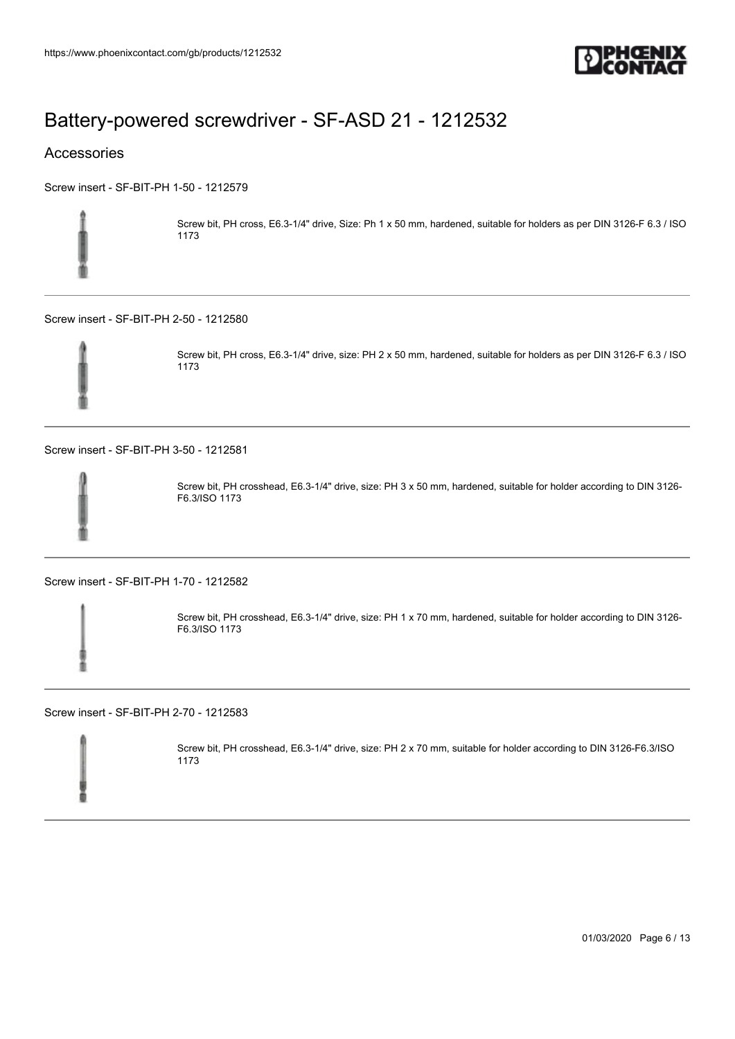# Battery-powered screwdriver - SF-ASD 21 - 1212532

## Accessories

Screw insert - SF-BIT-PH 1-50 - 1212579

Screw bit, PH cross, E6.3-1/4" drive, Size: Ph 1 x 50 mm, hardened, suitable for holders as per DIN 3126-F 6.3 / ISO 1173

---

Screw insert - SF-BIT-PH 2-50 - 1212580

Screw bit, PH cross, E6.3-1/4" drive, size: PH 2 x 50 mm, hardened, suitable for holders as per DIN 3126-F 6.3 / ISO 1173

---

Screw insert - SF-BIT-PH 3-50 - 1212581

Screw bit, PH crosshead, E6.3-1/4" drive, size: PH 3 x 50 mm, hardened, suitable for holder according to DIN 3126-F6.3/ISO 1173

---

Screw insert - SF-BIT-PH 1-70 - 1212582

Screw bit, PH crosshead, E6.3-1/4" drive, size: PH 1 x 70 mm, hardened, suitable for holder according to DIN 3126-F6.3/ISO 1173

---

Screw insert - SF-BIT-PH 2-70 - 1212583

Screw bit, PH crosshead, E6.3-1/4" drive, size: PH 2 x 70 mm, suitable for holder according to DIN 3126-F6.3/ISO 1173

---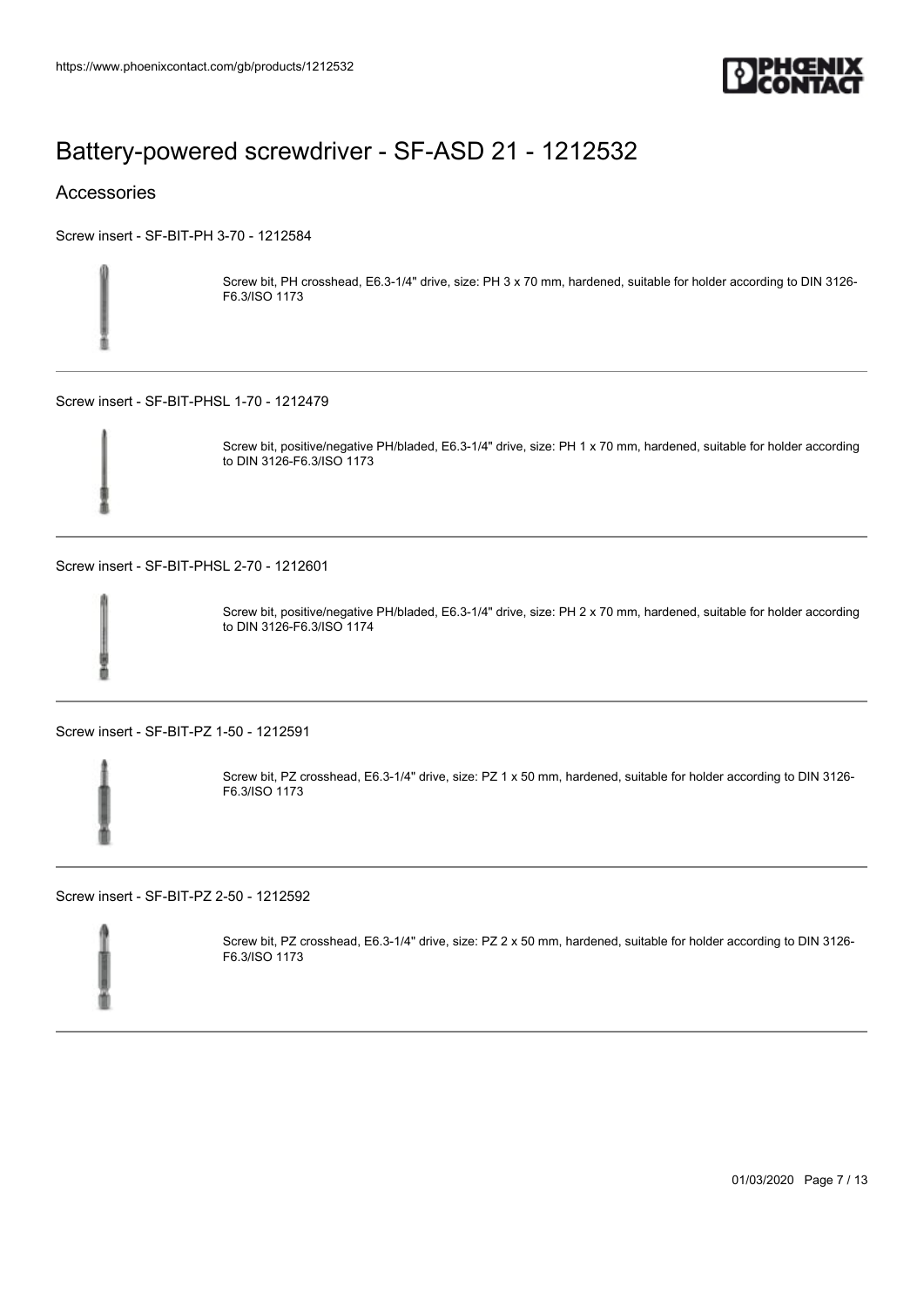# Battery-powered screwdriver - SF-ASD 21 - 1212532

## Accessories

Screw insert - SF-BIT-PH 3-70 - 1212584

Screw bit, PH crosshead, E6.3-1/4" drive, size: PH 3 x 70 mm, hardened, suitable for holder according to DIN 3126-F6.3/ISO 1173

Screw insert - SF-BIT-PHSL 1-70 - 1212479

Screw bit, positive/negative PH/bladed, E6.3-1/4" drive, size: PH 1 x 70 mm, hardened, suitable for holder according to DIN 3126-F6.3/ISO 1173

Screw insert - SF-BIT-PHSL 2-70 - 1212601

Screw bit, positive/negative PH/bladed, E6.3-1/4" drive, size: PH 2 x 70 mm, hardened, suitable for holder according to DIN 3126-F6.3/ISO 1174

Screw insert - SF-BIT-PZ 1-50 - 1212591

Screw bit, PZ crosshead, E6.3-1/4" drive, size: PZ 1 x 50 mm, hardened, suitable for holder according to DIN 3126-F6.3/ISO 1173

Screw insert - SF-BIT-PZ 2-50 - 1212592

Screw bit, PZ crosshead, E6.3-1/4" drive, size: PZ 2 x 50 mm, hardened, suitable for holder according to DIN 3126-F6.3/ISO 1173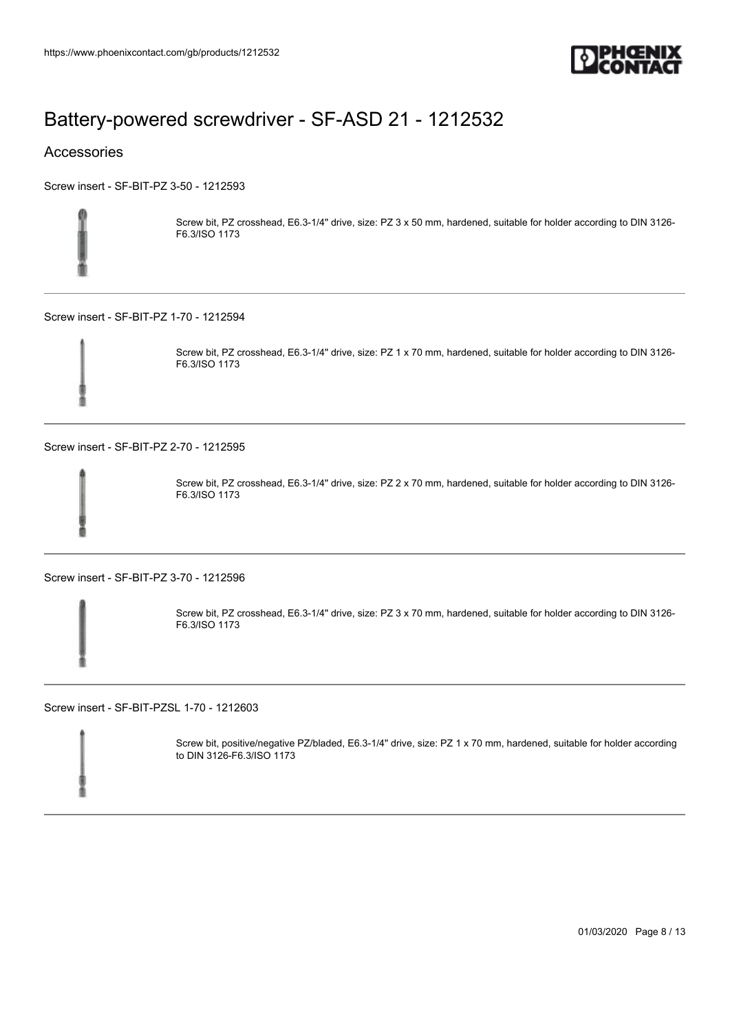# Battery-powered screwdriver - SF-ASD 21 - 1212532

## Accessories

Screw insert - SF-BIT-PZ 3-50 - 1212593

Screw bit, PZ crosshead, E6.3-1/4" drive, size: PZ 3 x 50 mm, hardened, suitable for holder according to DIN 3126-F6.3/ISO 1173

---

Screw insert - SF-BIT-PZ 1-70 - 1212594

Screw bit, PZ crosshead, E6.3-1/4" drive, size: PZ 1 x 70 mm, hardened, suitable for holder according to DIN 3126-F6.3/ISO 1173

---

Screw insert - SF-BIT-PZ 2-70 - 1212595

Screw bit, PZ crosshead, E6.3-1/4" drive, size: PZ 2 x 70 mm, hardened, suitable for holder according to DIN 3126-F6.3/ISO 1173

---

Screw insert - SF-BIT-PZ 3-70 - 1212596

Screw bit, PZ crosshead, E6.3-1/4" drive, size: PZ 3 x 70 mm, hardened, suitable for holder according to DIN 3126-F6.3/ISO 1173

---

Screw insert - SF-BIT-PZSL 1-70 - 1212603

Screw bit, positive/negative PZ/bladed, E6.3-1/4" drive, size: PZ 1 x 70 mm, hardened, suitable for holder according to DIN 3126-F6.3/ISO 1173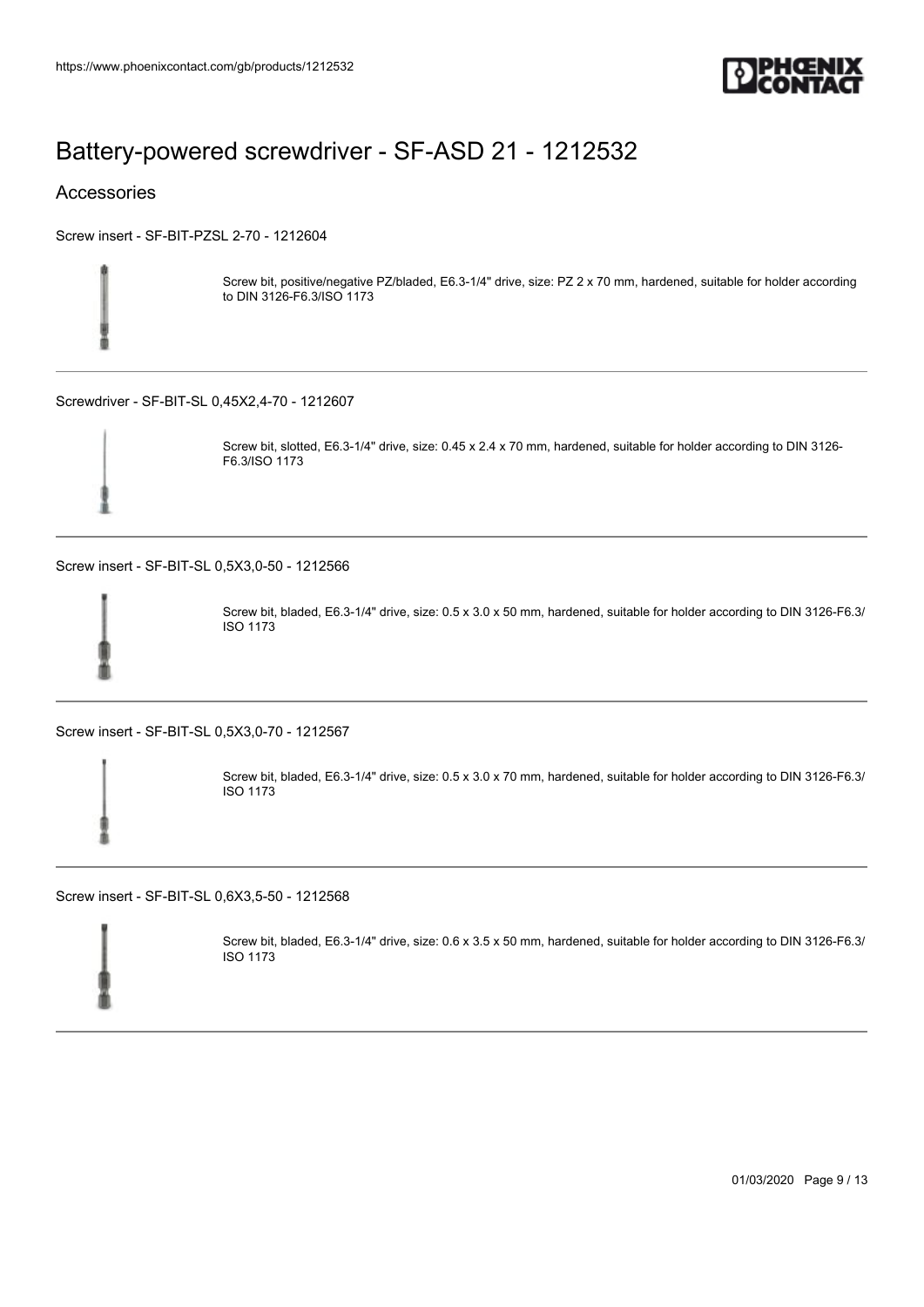# Battery-powered screwdriver - SF-ASD 21 - 1212532

## Accessories

Screw insert - SF-BIT-PZSL 2-70 - 1212604

Screw bit, positive/negative PZ/bladed, E6.3-1/4" drive, size: PZ 2 x 70 mm, hardened, suitable for holder according to DIN 3126-F6.3/ISO 1173

---

Screwdriver - SF-BIT-SL 0,45X2,4-70 - 1212607

Screw bit, slotted, E6.3-1/4" drive, size: 0.45 x 2.4 x 70 mm, hardened, suitable for holder according to DIN 3126-F6.3/ISO 1173

---

Screw insert - SF-BIT-SL 0,5X3,0-50 - 1212566

Screw bit, bladed, E6.3-1/4" drive, size: 0.5 x 3.0 x 50 mm, hardened, suitable for holder according to DIN 3126-F6.3/ISO 1173

---

Screw insert - SF-BIT-SL 0,5X3,0-70 - 1212567

Screw bit, bladed, E6.3-1/4" drive, size: 0.5 x 3.0 x 70 mm, hardened, suitable for holder according to DIN 3126-F6.3/ISO 1173

---

Screw insert - SF-BIT-SL 0,6X3,5-50 - 1212568

Screw bit, bladed, E6.3-1/4" drive, size: 0.6 x 3.5 x 50 mm, hardened, suitable for holder according to DIN 3126-F6.3/ISO 1173

---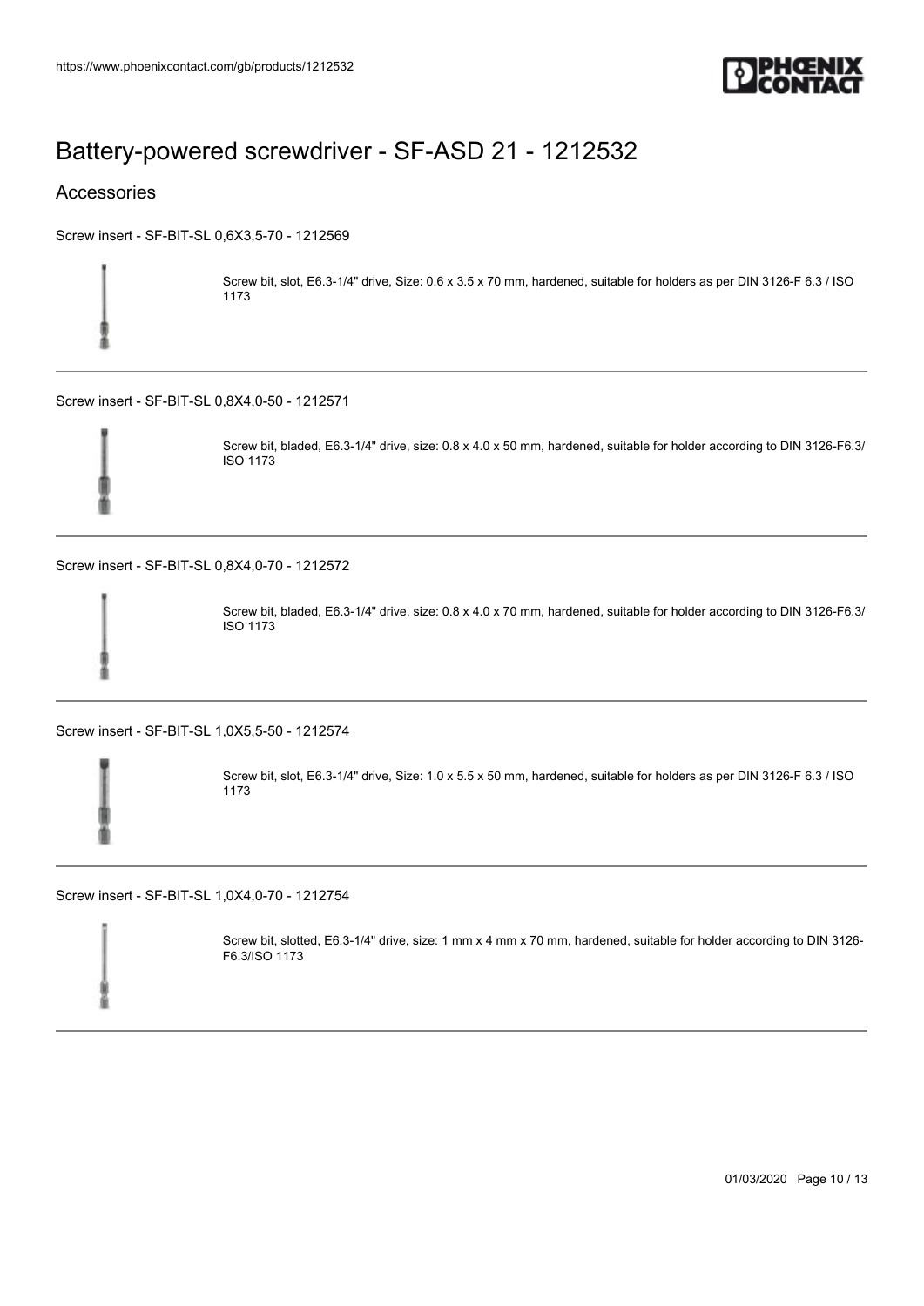# Battery-powered screwdriver - SF-ASD 21 - 1212532

## Accessories

Screw insert - SF-BIT-SL 0,6X3,5-70 - 1212569

Screw bit, slot, E6.3-1/4" drive, Size: 0.6 x 3.5 x 70 mm, hardened, suitable for holders as per DIN 3126-F 6.3 / ISO 1173

---

Screw insert - SF-BIT-SL 0,8X4,0-50 - 1212571

Screw bit, bladed, E6.3-1/4" drive, size: 0.8 x 4.0 x 50 mm, hardened, suitable for holder according to DIN 3126-F6.3/ ISO 1173

---

Screw insert - SF-BIT-SL 0,8X4,0-70 - 1212572

Screw bit, bladed, E6.3-1/4" drive, size: 0.8 x 4.0 x 70 mm, hardened, suitable for holder according to DIN 3126-F6.3/ ISO 1173

---

Screw insert - SF-BIT-SL 1,0X5,5-50 - 1212574

Screw bit, slot, E6.3-1/4" drive, Size: 1.0 x 5.5 x 50 mm, hardened, suitable for holders as per DIN 3126-F 6.3 / ISO 1173

---

Screw insert - SF-BIT-SL 1,0X4,0-70 - 1212754

Screw bit, slotted, E6.3-1/4" drive, size: 1 mm x 4 mm x 70 mm, hardened, suitable for holder according to DIN 3126-F6.3/ISO 1173

---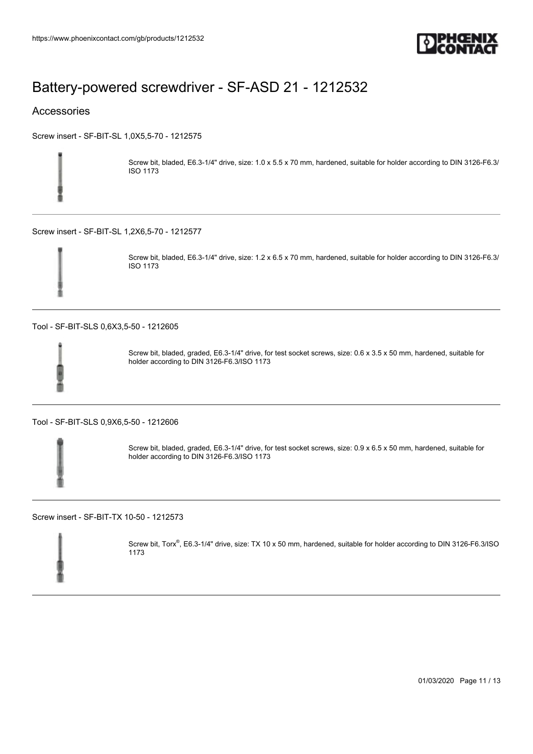# Battery-powered screwdriver - SF-ASD 21 - 1212532

## Accessories

Screw insert - SF-BIT-SL 1,0X5,5-70 - 1212575

Screw bit, bladed, E6.3-1/4" drive, size: 1.0 x 5.5 x 70 mm, hardened, suitable for holder according to DIN 3126-F6.3/ ISO 1173

Screw insert - SF-BIT-SL 1,2X6,5-70 - 1212577

Screw bit, bladed, E6.3-1/4" drive, size: 1.2 x 6.5 x 70 mm, hardened, suitable for holder according to DIN 3126-F6.3/ ISO 1173

Tool - SF-BIT-SLS 0,6X3,5-50 - 1212605

Screw bit, bladed, graded, E6.3-1/4" drive, for test socket screws, size: 0.6 x 3.5 x 50 mm, hardened, suitable for holder according to DIN 3126-F6.3/ISO 1173

Tool - SF-BIT-SLS 0,9X6,5-50 - 1212606

Screw bit, bladed, graded, E6.3-1/4" drive, for test socket screws, size: 0.9 x 6.5 x 50 mm, hardened, suitable for holder according to DIN 3126-F6.3/ISO 1173

Screw insert - SF-BIT-TX 10-50 - 1212573

Screw bit, Torx®, E6.3-1/4" drive, size: TX 10 x 50 mm, hardened, suitable for holder according to DIN 3126-F6.3/ISO 1173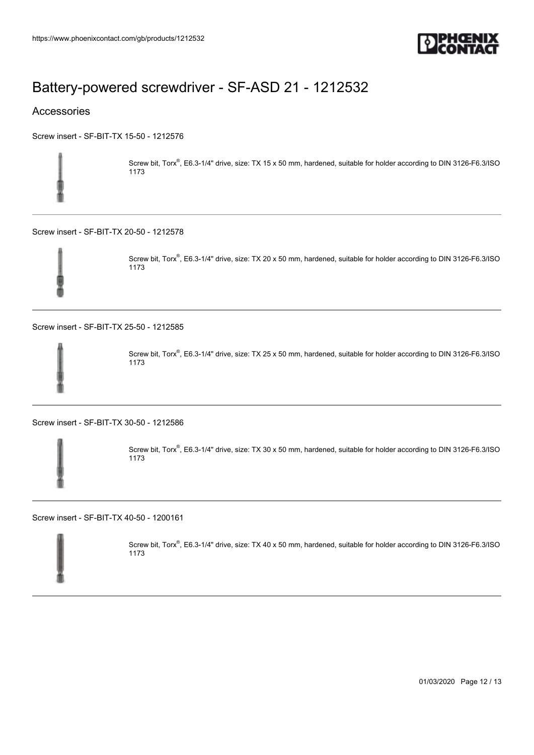# Battery-powered screwdriver - SF-ASD 21 - 1212532

## Accessories

Screw insert - SF-BIT-TX 15-50 - 1212576

Screw bit, Torx®, E6.3-1/4" drive, size: TX 15 x 50 mm, hardened, suitable for holder according to DIN 3126-F6.3/ISO 1173

---

Screw insert - SF-BIT-TX 20-50 - 1212578

Screw bit, Torx®, E6.3-1/4" drive, size: TX 20 x 50 mm, hardened, suitable for holder according to DIN 3126-F6.3/ISO 1173

---

Screw insert - SF-BIT-TX 25-50 - 1212585

Screw bit, Torx®, E6.3-1/4" drive, size: TX 25 x 50 mm, hardened, suitable for holder according to DIN 3126-F6.3/ISO 1173

---

Screw insert - SF-BIT-TX 30-50 - 1212586

Screw bit, Torx®, E6.3-1/4" drive, size: TX 30 x 50 mm, hardened, suitable for holder according to DIN 3126-F6.3/ISO 1173

---

Screw insert - SF-BIT-TX 40-50 - 1200161

Screw bit, Torx®, E6.3-1/4" drive, size: TX 40 x 50 mm, hardened, suitable for holder according to DIN 3126-F6.3/ISO 1173

---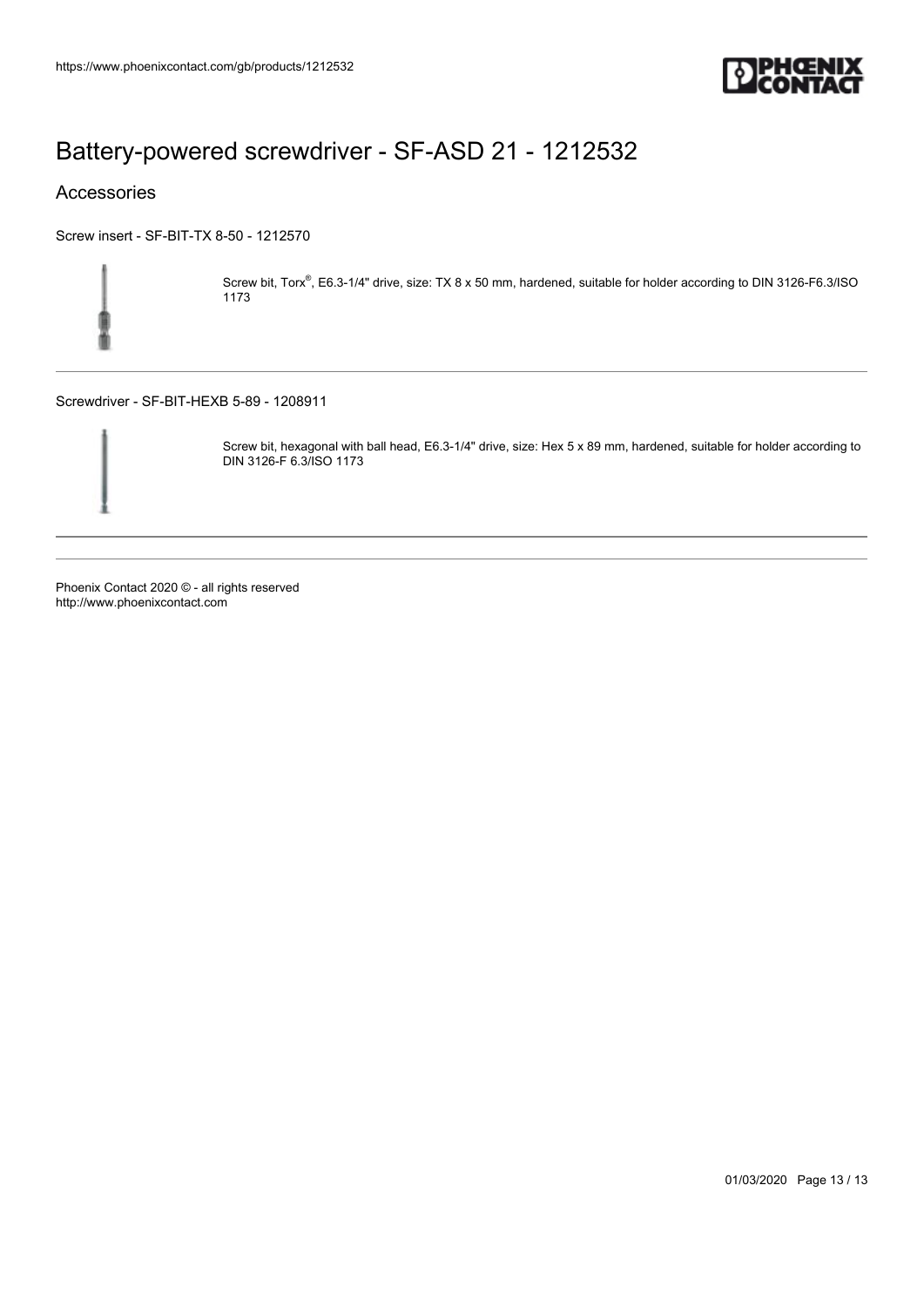# Battery-powered screwdriver - SF-ASD 21 - 1212532

## Accessories

Screw insert - SF-BIT-TX 8-50 - 1212570

Screw bit, Torx®, E6.3-1/4" drive, size: TX 8 x 50 mm, hardened, suitable for holder according to DIN 3126-F6.3/ISO 1173

---

Screwdriver - SF-BIT-HEXB 5-89 - 1208911

Screw bit, hexagonal with ball head, E6.3-1/4" drive, size: Hex 5 x 89 mm, hardened, suitable for holder according to DIN 3126-F 6.3/ISO 1173

---

Phoenix Contact 2020 © - all rights reserved
http://www.phoenixcontact.com